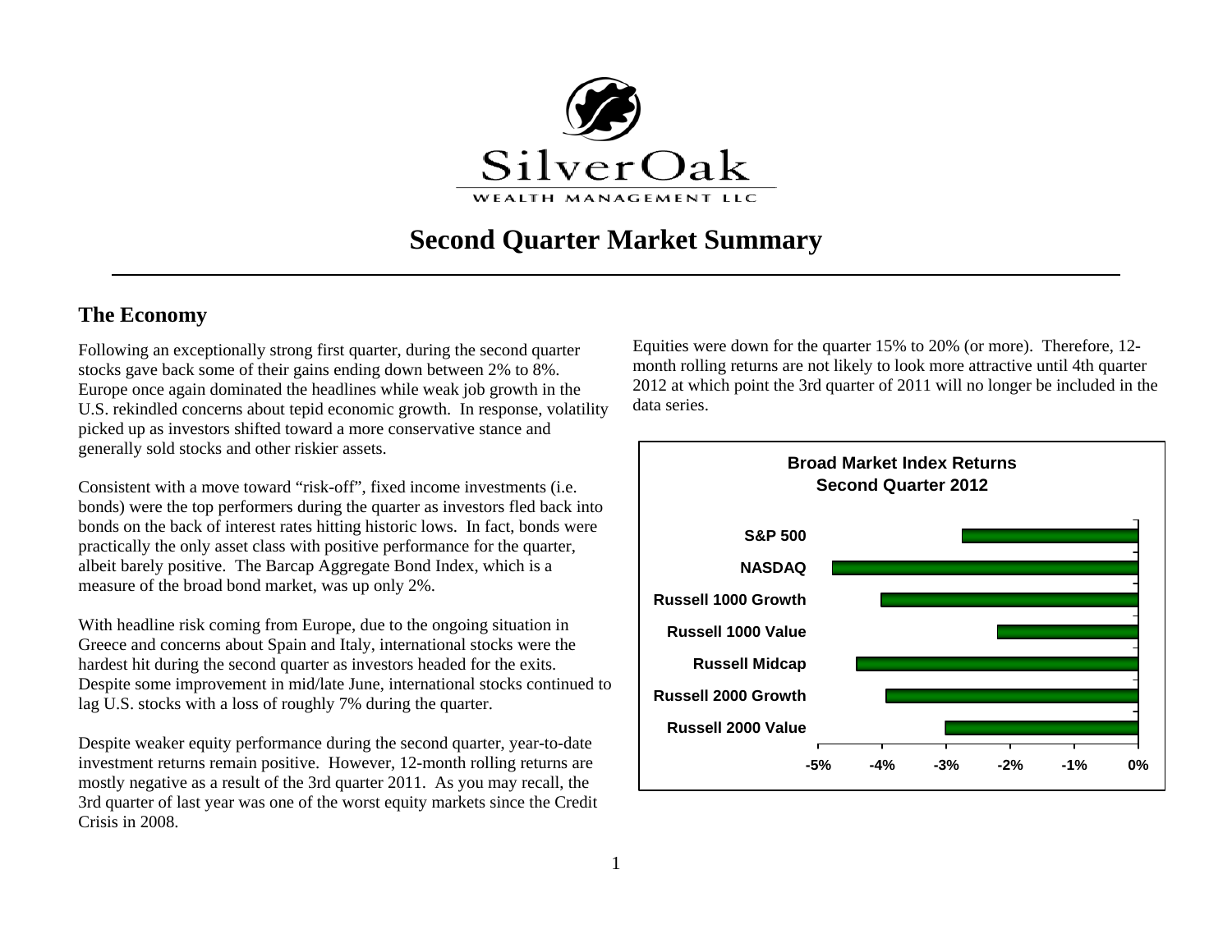# Second Quarter Market Summary

## The Economy

Following an exceptionally strong first quarter, during the second quarter stocks gave back some of their gains ending down between 2% to 8%. Europe once again dominated the headlines while weak job growth in the U.S. rekindled concerns about tepid economic growth. In response, volatility picked up as investors shifted toward a more conservative stance and generally sold stocks and other riskier assets.

Consistent with a move toward "risk-off", fixed income investments (i.e. bonds) were the top performers during the quarter as investors fled back into bonds on the back of interest rates hitting historic lows. In fact, bonds were practically the only asset class with positive performance for the quarter, albeit barely positive. The Barcap Aggregate Bond Index, which is a measure of the broad bond market, was up only 2%.

With headline risk coming from Europe, due to the ongoing situation in Greece and concerns about Spain and Italy, international stocks were the hardest hit during the second quarter as investors headed for the exits. Despite some improvement in mid/late June, international stocks continued to lag U.S. stocks with a loss of roughly 7% during the quarter.

Despite weaker equity performance during the second quarter, year-to-date investment returns remain positive. However, 12-month rolling returns are mostly negative as a result of the 3rd quarter 2011. As you may recall, the 3rd quarter of last year was one of the worst equity markets since the Credit Crisis in 2008. Equities were down for the quarter 15% to 20% (or more). Therefore, 12-month rolling returns are not likely to look more attractive until 4th quarter 2012 at which point the 3rd quarter of 2011 will no longer be included in the data series.

**Broad Market Index Returns**
**Second Quarter 2012**

| Index | Return (approx.) |
|---|---|
| S&P 500 | -2.8% |
| NASDAQ | -4.8% |
| Russell 1000 Growth | -4.0% |
| Russell 1000 Value | -2.2% |
| Russell Midcap | -4.4% |
| Russell 2000 Growth | -3.9% |
| Russell 2000 Value | -3.0% |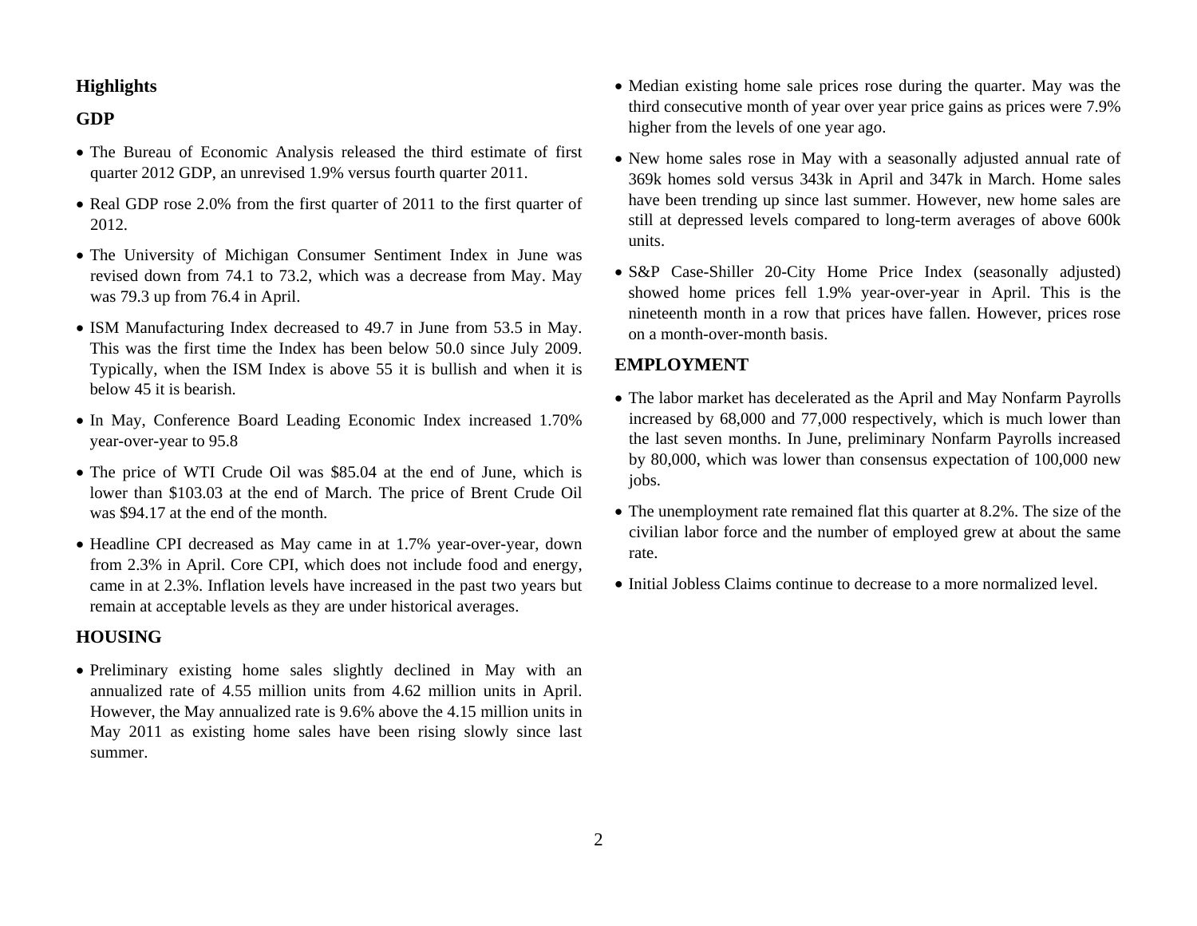## Highlights

### GDP

- The Bureau of Economic Analysis released the third estimate of first quarter 2012 GDP, an unrevised 1.9% versus fourth quarter 2011.
- Real GDP rose 2.0% from the first quarter of 2011 to the first quarter of 2012.
- The University of Michigan Consumer Sentiment Index in June was revised down from 74.1 to 73.2, which was a decrease from May. May was 79.3 up from 76.4 in April.
- ISM Manufacturing Index decreased to 49.7 in June from 53.5 in May. This was the first time the Index has been below 50.0 since July 2009. Typically, when the ISM Index is above 55 it is bullish and when it is below 45 it is bearish.
- In May, Conference Board Leading Economic Index increased 1.70% year-over-year to 95.8
- The price of WTI Crude Oil was $85.04 at the end of June, which is lower than $103.03 at the end of March. The price of Brent Crude Oil was $94.17 at the end of the month.
- Headline CPI decreased as May came in at 1.7% year-over-year, down from 2.3% in April. Core CPI, which does not include food and energy, came in at 2.3%. Inflation levels have increased in the past two years but remain at acceptable levels as they are under historical averages.

### HOUSING

- Preliminary existing home sales slightly declined in May with an annualized rate of 4.55 million units from 4.62 million units in April. However, the May annualized rate is 9.6% above the 4.15 million units in May 2011 as existing home sales have been rising slowly since last summer.
- Median existing home sale prices rose during the quarter. May was the third consecutive month of year over year price gains as prices were 7.9% higher from the levels of one year ago.
- New home sales rose in May with a seasonally adjusted annual rate of 369k homes sold versus 343k in April and 347k in March. Home sales have been trending up since last summer. However, new home sales are still at depressed levels compared to long-term averages of above 600k units.
- S&P Case-Shiller 20-City Home Price Index (seasonally adjusted) showed home prices fell 1.9% year-over-year in April. This is the nineteenth month in a row that prices have fallen. However, prices rose on a month-over-month basis.

### EMPLOYMENT

- The labor market has decelerated as the April and May Nonfarm Payrolls increased by 68,000 and 77,000 respectively, which is much lower than the last seven months. In June, preliminary Nonfarm Payrolls increased by 80,000, which was lower than consensus expectation of 100,000 new jobs.
- The unemployment rate remained flat this quarter at 8.2%. The size of the civilian labor force and the number of employed grew at about the same rate.
- Initial Jobless Claims continue to decrease to a more normalized level.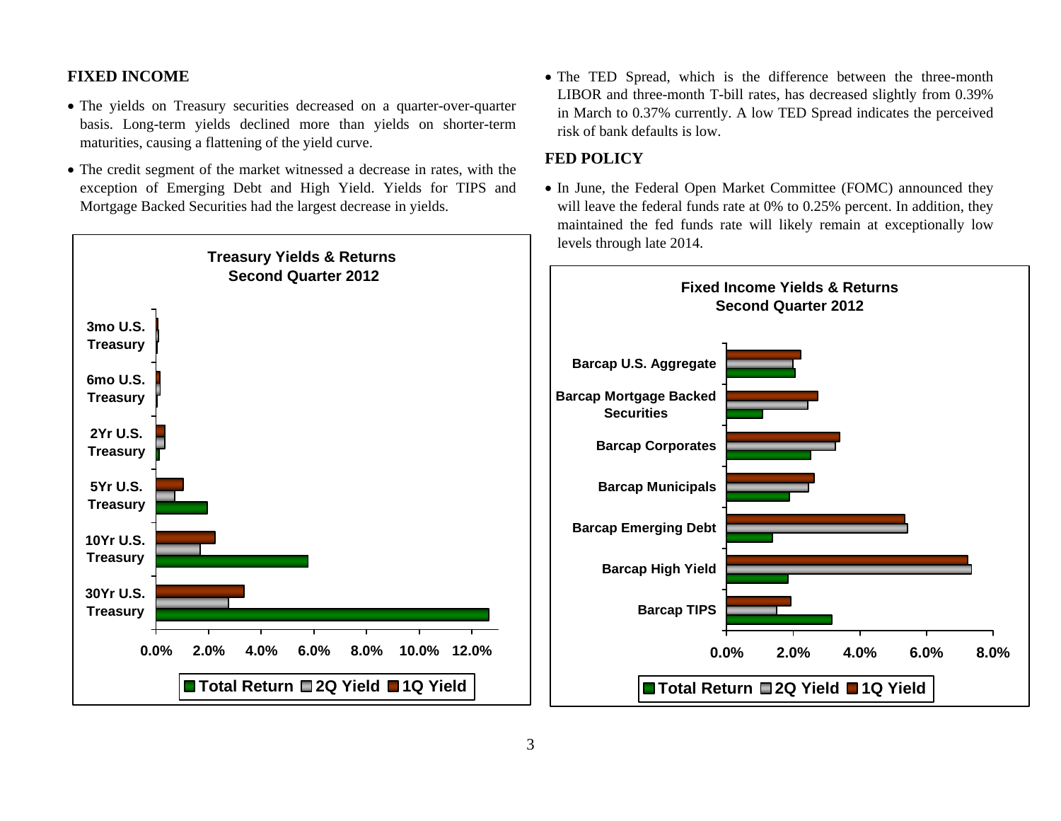## FIXED INCOME

- The yields on Treasury securities decreased on a quarter-over-quarter basis. Long-term yields declined more than yields on shorter-term maturities, causing a flattening of the yield curve.
- The credit segment of the market witnessed a decrease in rates, with the exception of Emerging Debt and High Yield. Yields for TIPS and Mortgage Backed Securities had the largest decrease in yields.

**Treasury Yields & Returns**
**Second Quarter 2012**

Categories: 3mo U.S. Treasury, 6mo U.S. Treasury, 2Yr U.S. Treasury, 5Yr U.S. Treasury, 10Yr U.S. Treasury, 30Yr U.S. Treasury

Axis: 0.0%, 2.0%, 4.0%, 6.0%, 8.0%, 10.0%, 12.0%

Legend: Total Return, 2Q Yield, 1Q Yield

- The TED Spread, which is the difference between the three-month LIBOR and three-month T-bill rates, has decreased slightly from 0.39% in March to 0.37% currently. A low TED Spread indicates the perceived risk of bank defaults is low.

## FED POLICY

- In June, the Federal Open Market Committee (FOMC) announced they will leave the federal funds rate at 0% to 0.25% percent. In addition, they maintained the fed funds rate will likely remain at exceptionally low levels through late 2014.

**Fixed Income Yields & Returns**
**Second Quarter 2012**

Categories: Barcap U.S. Aggregate, Barcap Mortgage Backed Securities, Barcap Corporates, Barcap Municipals, Barcap Emerging Debt, Barcap High Yield, Barcap TIPS

Axis: 0.0%, 2.0%, 4.0%, 6.0%, 8.0%

Legend: Total Return, 2Q Yield, 1Q Yield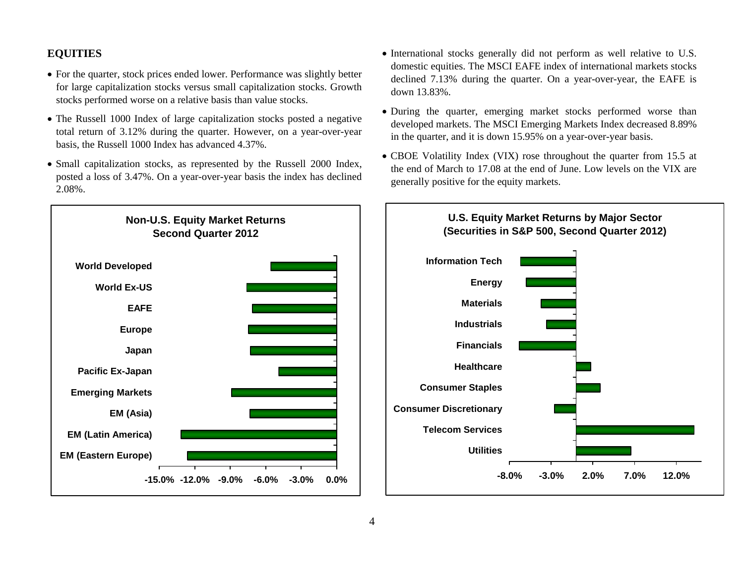## EQUITIES

- For the quarter, stock prices ended lower. Performance was slightly better for large capitalization stocks versus small capitalization stocks. Growth stocks performed worse on a relative basis than value stocks.
- The Russell 1000 Index of large capitalization stocks posted a negative total return of 3.12% during the quarter. However, on a year-over-year basis, the Russell 1000 Index has advanced 4.37%.
- Small capitalization stocks, as represented by the Russell 2000 Index, posted a loss of 3.47%. On a year-over-year basis the index has declined 2.08%.
- International stocks generally did not perform as well relative to U.S. domestic equities. The MSCI EAFE index of international markets stocks declined 7.13% during the quarter. On a year-over-year, the EAFE is down 13.83%.
- During the quarter, emerging market stocks performed worse than developed markets. The MSCI Emerging Markets Index decreased 8.89% in the quarter, and it is down 15.95% on a year-over-year basis.
- CBOE Volatility Index (VIX) rose throughout the quarter from 15.5 at the end of March to 17.08 at the end of June. Low levels on the VIX are generally positive for the equity markets.

**Non-U.S. Equity Market Returns**
**Second Quarter 2012**

World Developed
World Ex-US
EAFE
Europe
Japan
Pacific Ex-Japan
Emerging Markets
EM (Asia)
EM (Latin America)
EM (Eastern Europe)

-15.0% -12.0% -9.0% -6.0% -3.0% 0.0%

**U.S. Equity Market Returns by Major Sector**
**(Securities in S&P 500, Second Quarter 2012)**

Information Tech
Energy
Materials
Industrials
Financials
Healthcare
Consumer Staples
Consumer Discretionary
Telecom Services
Utilities

-8.0% -3.0% 2.0% 7.0% 12.0%